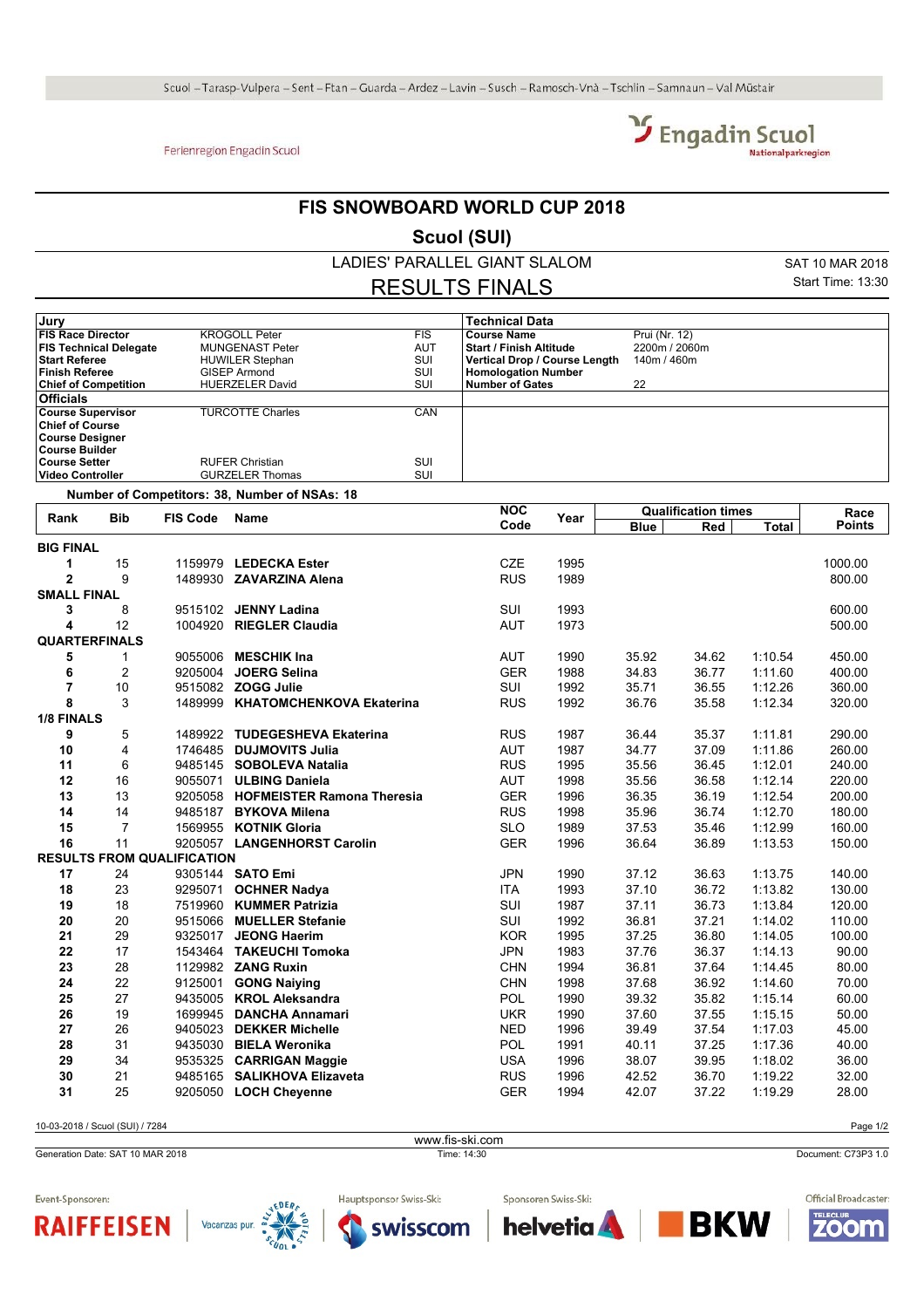Scuol – Tarasp-Vulpera – Sent – Ftan – Guarda – Ardez – Lavin – Susch – Ramosch-Vnà – Tschlin – Samnaun – Val Müstair

Ferienregion Engadin Scuol

Engadin Scuol Nationalparkregion

# FIS SNOWBOARD WORLD CUP 2018

## Scuol (SUI)

### LADIES' PARALLEL GIANT SLALOM

### RESULTS FINALS

SAT 10 MAR 2018
Start Time: 13:30

| Jury | | |
|---|---|---|
| **FIS Race Director** | KROGOLL Peter | FIS |
| **FIS Technical Delegate** | MUNGENAST Peter | AUT |
| **Start Referee** | HUWILER Stephan | SUI |
| **Finish Referee** | GISEP Armond | SUI |
| **Chief of Competition** | HUERZELER David | SUI |
| **Officials** | | |
| **Course Supervisor** | TURCOTTE Charles | CAN |
| **Chief of Course** | | |
| **Course Designer** | | |
| **Course Builder** | | |
| **Course Setter** | RUFER Christian | SUI |
| **Video Controller** | GURZELER Thomas | SUI |

| Technical Data | |
|---|---|
| **Course Name** | Prui (Nr. 12) |
| **Start / Finish Altitude** | 2200m / 2060m |
| **Vertical Drop / Course Length** | 140m / 460m |
| **Homologation Number** | |
| **Number of Gates** | 22 |

Number of Competitors: 38, Number of NSAs: 18

| Rank | Bib | FIS Code | Name | NOC Code | Year | Qualification times Blue | Red | Total | Race Points |
|---|---|---|---|---|---|---|---|---|---|
| **BIG FINAL** | | | | | | | | | |
| 1 | 15 | 1159979 | **LEDECKA Ester** | CZE | 1995 | | | | 1000.00 |
| 2 | 9 | 1489930 | **ZAVARZINA Alena** | RUS | 1989 | | | | 800.00 |
| **SMALL FINAL** | | | | | | | | | |
| 3 | 8 | 9515102 | **JENNY Ladina** | SUI | 1993 | | | | 600.00 |
| 4 | 12 | 1004920 | **RIEGLER Claudia** | AUT | 1973 | | | | 500.00 |
| **QUARTERFINALS** | | | | | | | | | |
| 5 | 1 | 9055006 | **MESCHIK Ina** | AUT | 1990 | 35.92 | 34.62 | 1:10.54 | 450.00 |
| 6 | 2 | 9205004 | **JOERG Selina** | GER | 1988 | 34.83 | 36.77 | 1:11.60 | 400.00 |
| 7 | 10 | 9515082 | **ZOGG Julie** | SUI | 1992 | 35.71 | 36.55 | 1:12.26 | 360.00 |
| 8 | 3 | 1489999 | **KHATOMCHENKOVA Ekaterina** | RUS | 1992 | 36.76 | 35.58 | 1:12.34 | 320.00 |
| **1/8 FINALS** | | | | | | | | | |
| 9 | 5 | 1489922 | **TUDEGESHEVA Ekaterina** | RUS | 1987 | 36.44 | 35.37 | 1:11.81 | 290.00 |
| 10 | 4 | 1746485 | **DUJMOVITS Julia** | AUT | 1987 | 34.77 | 37.09 | 1:11.86 | 260.00 |
| 11 | 6 | 9485145 | **SOBOLEVA Natalia** | RUS | 1995 | 35.56 | 36.45 | 1:12.01 | 240.00 |
| 12 | 16 | 9055071 | **ULBING Daniela** | AUT | 1998 | 35.56 | 36.58 | 1:12.14 | 220.00 |
| 13 | 13 | 9205058 | **HOFMEISTER Ramona Theresia** | GER | 1996 | 36.35 | 36.19 | 1:12.54 | 200.00 |
| 14 | 14 | 9485187 | **BYKOVA Milena** | RUS | 1998 | 35.96 | 36.74 | 1:12.70 | 180.00 |
| 15 | 7 | 1569955 | **KOTNIK Gloria** | SLO | 1989 | 37.53 | 35.46 | 1:12.99 | 160.00 |
| 16 | 11 | 9205057 | **LANGENHORST Carolin** | GER | 1996 | 36.64 | 36.89 | 1:13.53 | 150.00 |
| **RESULTS FROM QUALIFICATION** | | | | | | | | | |
| 17 | 24 | 9305144 | **SATO Emi** | JPN | 1990 | 37.12 | 36.63 | 1:13.75 | 140.00 |
| 18 | 23 | 9295071 | **OCHNER Nadya** | ITA | 1993 | 37.10 | 36.72 | 1:13.82 | 130.00 |
| 19 | 18 | 7519960 | **KUMMER Patrizia** | SUI | 1987 | 37.11 | 36.73 | 1:13.84 | 120.00 |
| 20 | 20 | 9515066 | **MUELLER Stefanie** | SUI | 1992 | 36.81 | 37.21 | 1:14.02 | 110.00 |
| 21 | 29 | 9325017 | **JEONG Haerim** | KOR | 1995 | 37.25 | 36.80 | 1:14.05 | 100.00 |
| 22 | 17 | 1543464 | **TAKEUCHI Tomoka** | JPN | 1983 | 37.76 | 36.37 | 1:14.13 | 90.00 |
| 23 | 28 | 1129982 | **ZANG Ruxin** | CHN | 1994 | 36.81 | 37.64 | 1:14.45 | 80.00 |
| 24 | 22 | 9125001 | **GONG Naiying** | CHN | 1998 | 37.68 | 36.92 | 1:14.60 | 70.00 |
| 25 | 27 | 9435005 | **KROL Aleksandra** | POL | 1990 | 39.32 | 35.82 | 1:15.14 | 60.00 |
| 26 | 19 | 1699945 | **DANCHA Annamari** | UKR | 1990 | 37.60 | 37.55 | 1:15.15 | 50.00 |
| 27 | 26 | 9405023 | **DEKKER Michelle** | NED | 1996 | 39.49 | 37.54 | 1:17.03 | 45.00 |
| 28 | 31 | 9435030 | **BIELA Weronika** | POL | 1991 | 40.11 | 37.25 | 1:17.36 | 40.00 |
| 29 | 34 | 9535325 | **CARRIGAN Maggie** | USA | 1996 | 38.07 | 39.95 | 1:18.02 | 36.00 |
| 30 | 21 | 9485165 | **SALIKHOVA Elizaveta** | RUS | 1996 | 42.52 | 36.70 | 1:19.22 | 32.00 |
| 31 | 25 | 9205050 | **LOCH Cheyenne** | GER | 1994 | 42.07 | 37.22 | 1:19.29 | 28.00 |

10-03-2018 / Scuol (SUI) / 7284

www.fis-ski.com

Generation Date: SAT 10 MAR 2018 Time: 14:30 Document: C73P3 1.0

Event-Sponsoren: RAIFFEISEN, Vacanzas pur. Belvedere Hotels Scuol — Hauptsponsor Swiss-Ski: swisscom — Sponsoren Swiss-Ski: helvetia, BKW — Official Broadcaster: Teleclub Zoom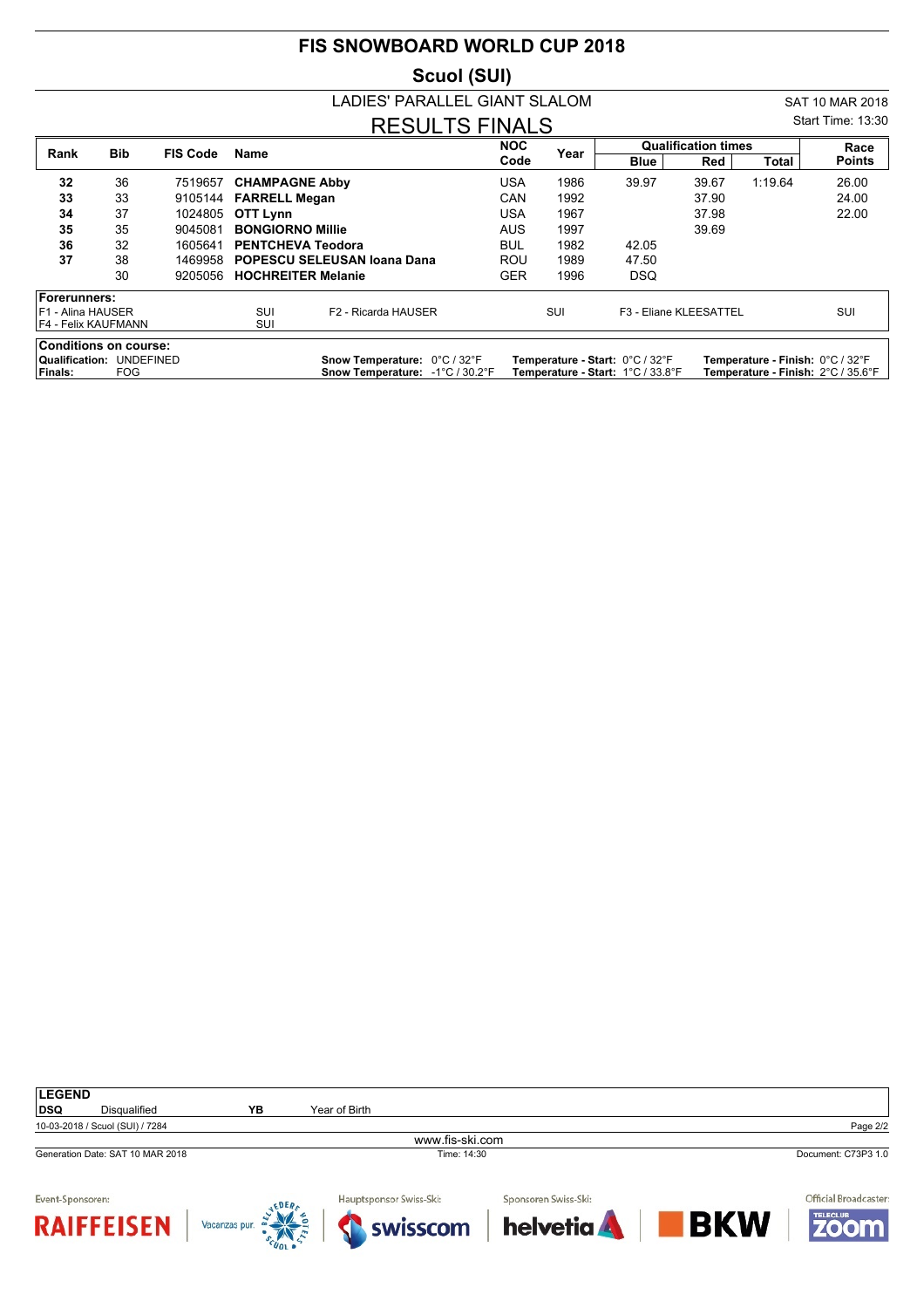# FIS SNOWBOARD WORLD CUP 2018

## Scuol (SUI)

LADIES' PARALLEL GIANT SLALOM

SAT 10 MAR 2018

RESULTS FINALS

Start Time: 13:30

| Rank | Bib | FIS Code | Name | NOC Code | Year | Qualification times | | | Race Points |
|---|---|---|---|---|---|---|---|---|---|
| | | | | | | Blue | Red | Total | |
| **32** | 36 | 7519657 | **CHAMPAGNE Abby** | USA | 1986 | 39.97 | 39.67 | 1:19.64 | 26.00 |
| **33** | 33 | 9105144 | **FARRELL Megan** | CAN | 1992 | | 37.90 | | 24.00 |
| **34** | 37 | 1024805 | **OTT Lynn** | USA | 1967 | | 37.98 | | 22.00 |
| **35** | 35 | 9045081 | **BONGIORNO Millie** | AUS | 1997 | | 39.69 | | |
| **36** | 32 | 1605641 | **PENTCHEVA Teodora** | BUL | 1982 | 42.05 | | | |
| **37** | 38 | 1469958 | **POPESCU SELEUSAN Ioana Dana** | ROU | 1989 | 47.50 | | | |
| | 30 | 9205056 | **HOCHREITER Melanie** | GER | 1996 | DSQ | | | |

**Forerunners:**

F1 - Alina HAUSER SUI
F2 - Ricarda HAUSER SUI
F3 - Eliane KLEESATTEL SUI
F4 - Felix KAUFMANN SUI

**Conditions on course:**

**Qualification:** UNDEFINED — **Snow Temperature:** 0°C / 32°F — **Temperature - Start:** 0°C / 32°F — **Temperature - Finish:** 0°C / 32°F

**Finals:** FOG — **Snow Temperature:** -1°C / 30.2°F — **Temperature - Start:** 1°C / 33.8°F — **Temperature - Finish:** 2°C / 35.6°F

**LEGEND**

**DSQ** Disqualified — **YB** Year of Birth

10-03-2018 / Scuol (SUI) / 7284

www.fis-ski.com

Generation Date: SAT 10 MAR 2018 — Time: 14:30 — Document: C73P3 1.0

Event-Sponsoren: RAIFFEISEN, Vacanzas pur. Belvedere Hotels Scuol — Hauptsponsor Swiss-Ski: swisscom — Sponsoren Swiss-Ski: helvetia, BKW — Official Broadcaster: Teleclub Zoom